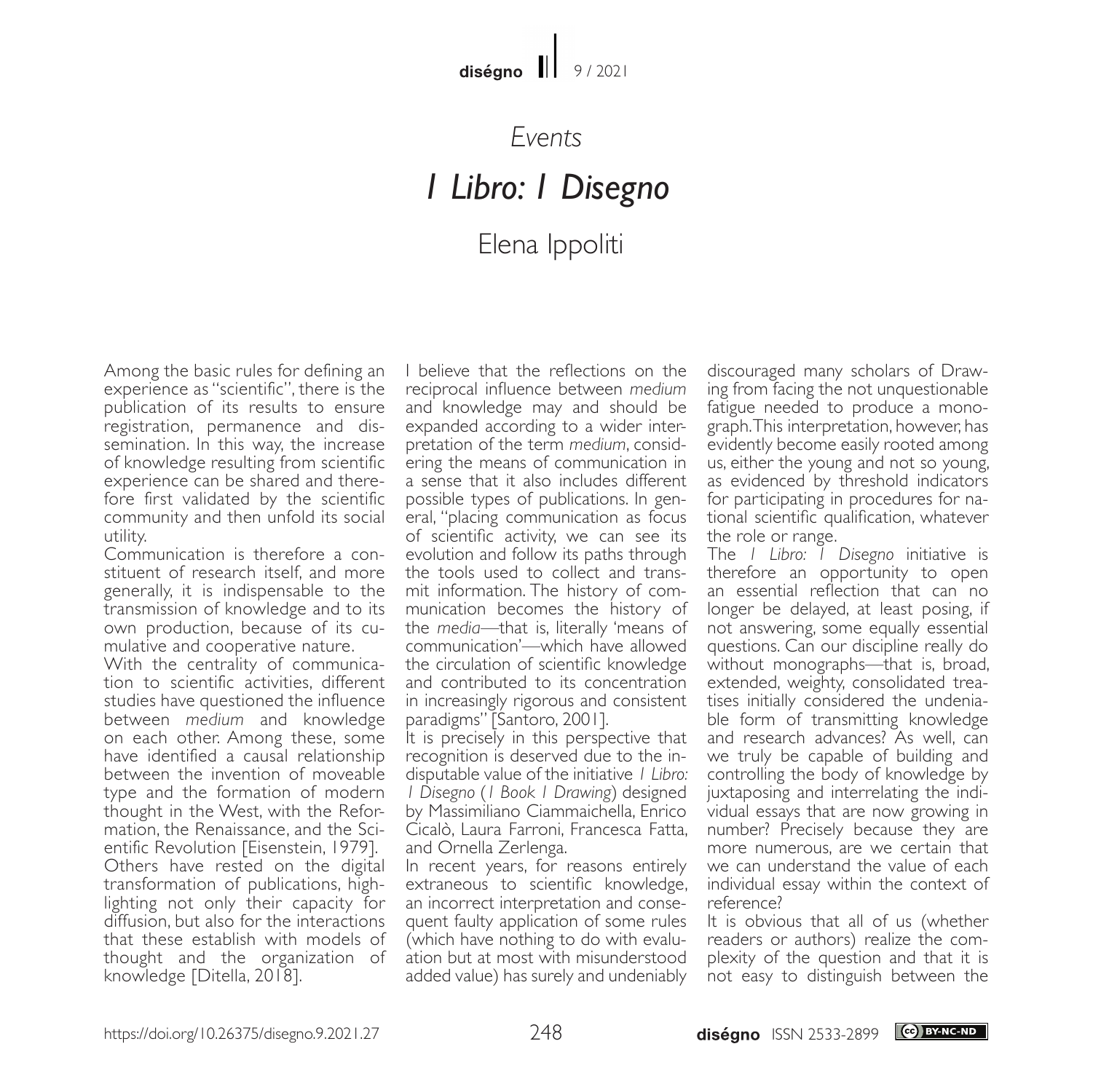*Events*

# *1 Libro: 1 Disegno*

Elena Ippoliti

Among the basic rules for defining an experience as "scientific", there is the publication of its results to ensure registration, permanence and dissemination. In this way, the increase of knowledge resulting from scientific experience can be shared and therefore first validated by the scientific community and then unfold its social utility.

Communication is therefore a constituent of research itself, and more generally, it is indispensable to the transmission of knowledge and to its own production, because of its cumulative and cooperative nature.

With the centrality of communication to scientific activities, different studies have questioned the influence between *medium* and knowledge on each other. Among these, some have identified a causal relationship between the invention of moveable type and the formation of modern thought in the West, with the Reformation, the Renaissance, and the Scientific Revolution [Eisenstein, 1979]. Others have rested on the digital transformation of publications, highlighting not only their capacity for diffusion, but also for the interactions that these establish with models of thought and the organization of knowledge [Ditella, 2018].

I believe that the reflections on the reciprocal influence between *medium* and knowledge may and should be expanded according to a wider interpretation of the term *medium*, considering the means of communication in a sense that it also includes different possible types of publications. In general, "placing communication as focus of scientific activity, we can see its evolution and follow its paths through the tools used to collect and transmit information. The history of communication becomes the history of the *media*—that is, literally 'means of communication'—which have allowed the circulation of scientific knowledge and contributed to its concentration in increasingly rigorous and consistent paradigms" [Santoro, 2001].

It is precisely in this perspective that recognition is deserved due to the indisputable value of the initiative *1 Libro: 1 Disegno* (*1 Book 1 Drawing*) designed by Massimiliano Ciammaichella, Enrico Cicalò, Laura Farroni, Francesca Fatta, and Ornella Zerlenga.

In recent years, for reasons entirely extraneous to scientific knowledge, an incorrect interpretation and consequent faulty application of some rules (which have nothing to do with evaluation but at most with misunderstood added value) has surely and undeniably discouraged many scholars of Drawing from facing the not unquestionable fatigue needed to produce a monograph. This interpretation, however, has evidently become easily rooted among us, either the young and not so young, as evidenced by threshold indicators for participating in procedures for national scientific qualification, whatever the role or range.

The *1 Libro: 1 Disegno* initiative is therefore an opportunity to open an essential reflection that can no longer be delayed, at least posing, if not answering, some equally essential questions. Can our discipline really do without monographs—that is, broad, extended, weighty, consolidated treatises initially considered the undeniable form of transmitting knowledge and research advances? As well, can we truly be capable of building and controlling the body of knowledge by juxtaposing and interrelating the individual essays that are now growing in number? Precisely because they are more numerous, are we certain that we can understand the value of each individual essay within the context of reference?

It is obvious that all of us (whether readers or authors) realize the complexity of the question and that it is not easy to distinguish between the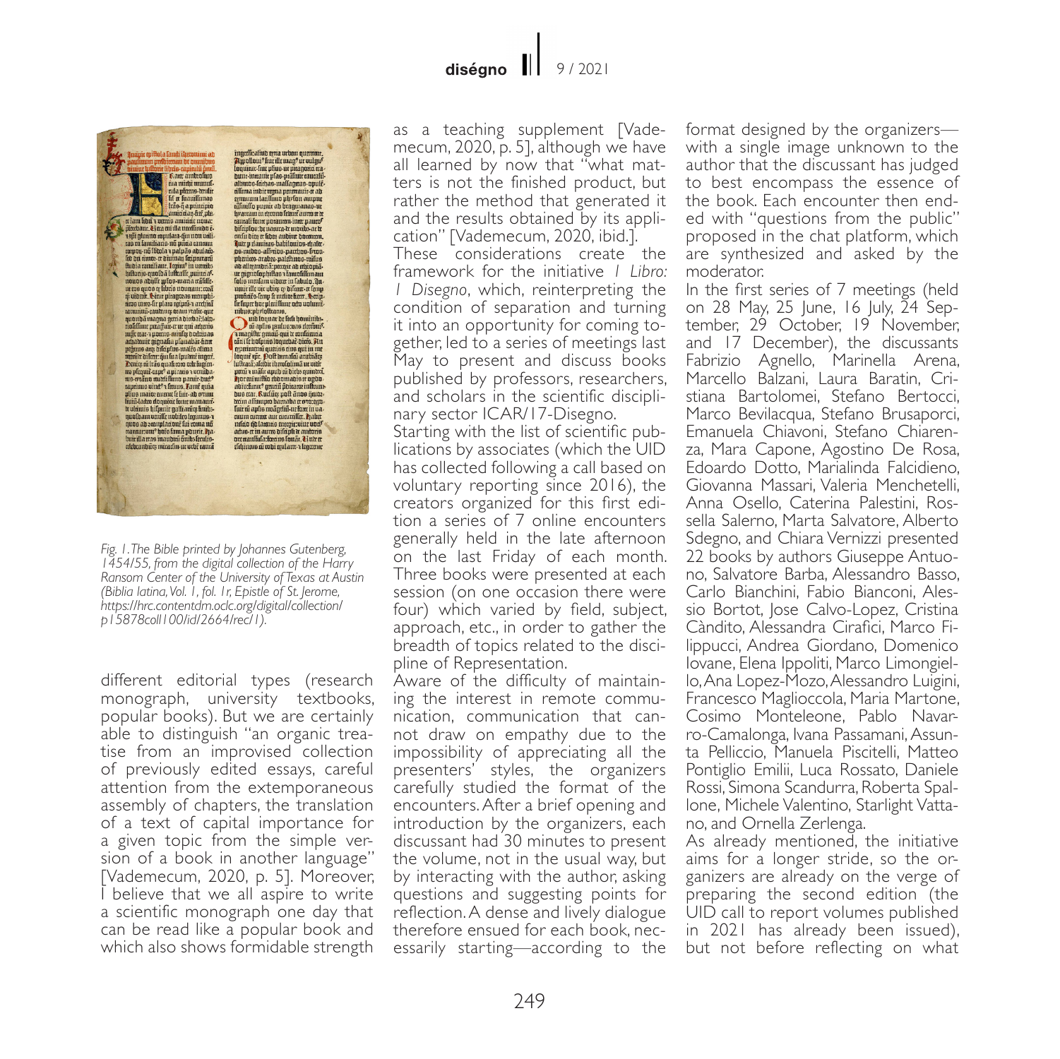Fig. 1. The Bible printed by Johannes Gutenberg, 1454/55, from the digital collection of the Harry Ransom Center of the University of Texas at Austin (Biblia latina, Vol. 1, fol. 1r, Epistle of St. Jerome, https://hrc.contentdm.oclc.org/digital/collection/p15878coll100/id/2664/rec/1).

different editorial types (research monograph, university textbooks, popular books). But we are certainly able to distinguish "an organic treatise from an improvised collection of previously edited essays, careful attention from the extemporaneous assembly of chapters, the translation of a text of capital importance for a given topic from the simple version of a book in another language" [Vademecum, 2020, p. 5]. Moreover, I believe that we all aspire to write a scientific monograph one day that can be read like a popular book and which also shows formidable strength as a teaching supplement [Vademecum, 2020, p. 5], although we have all learned by now that "what matters is not the finished product, but rather the method that generated it and the results obtained by its application" [Vademecum, 2020, ibid.].

These considerations create the framework for the initiative *I Libro: I Disegno*, which, reinterpreting the condition of separation and turning it into an opportunity for coming together, led to a series of meetings last May to present and discuss books published by professors, researchers, and scholars in the scientific disciplinary sector ICAR/17-Disegno.

Starting with the list of scientific publications by associates (which the UID has collected following a call based on voluntary reporting since 2016), the creators organized for this first edition a series of 7 online encounters generally held in the late afternoon on the last Friday of each month. Three books were presented at each session (on one occasion there were four) which varied by field, subject, approach, etc., in order to gather the breadth of topics related to the discipline of Representation.

Aware of the difficulty of maintaining the interest in remote communication, communication that cannot draw on empathy due to the impossibility of appreciating all the presenters' styles, the organizers carefully studied the format of the encounters. After a brief opening and introduction by the organizers, each discussant had 30 minutes to present the volume, not in the usual way, but by interacting with the author, asking questions and suggesting points for reflection. A dense and lively dialogue therefore ensued for each book, necessarily starting—according to the format designed by the organizers—with a single image unknown to the author that the discussant has judged to best encompass the essence of the book. Each encounter then ended with "questions from the public" proposed in the chat platform, which are synthesized and asked by the moderator.

In the first series of 7 meetings (held on 28 May, 25 June, 16 July, 24 September, 29 October, 19 November, and 17 December), the discussants Fabrizio Agnello, Marinella Arena, Marcello Balzani, Laura Baratin, Cristiana Bartolomei, Stefano Bertocci, Marco Bevilacqua, Stefano Brusaporci, Emanuela Chiavoni, Stefano Chiarenza, Mara Capone, Agostino De Rosa, Edoardo Dotto, Marialinda Falcidieno, Giovanna Massari, Valeria Menchetelli, Anna Osello, Caterina Palestini, Rossella Salerno, Marta Salvatore, Alberto Sdegno, and Chiara Vernizzi presented 22 books by authors Giuseppe Antuono, Salvatore Barba, Alessandro Basso, Carlo Bianchini, Fabio Bianconi, Alessio Bortot, Jose Calvo-Lopez, Cristina Càndito, Alessandra Cirafici, Marco Filippucci, Andrea Giordano, Domenico Iovane, Elena Ippoliti, Marco Limongiello, Ana Lopez-Mozo, Alessandro Luigini, Francesco Maglioccola, Maria Martone, Cosimo Monteleone, Pablo Navarro-Camalonga, Ivana Passamani, Assunta Pelliccio, Manuela Piscitelli, Matteo Pontiglio Emilii, Luca Rossato, Daniele Rossi, Simona Scandurra, Roberta Spallone, Michele Valentino, Starlight Vattano, and Ornella Zerlenga.

As already mentioned, the initiative aims for a longer stride, so the organizers are already on the verge of preparing the second edition (the UID call to report volumes published in 2021 has already been issued), but not before reflecting on what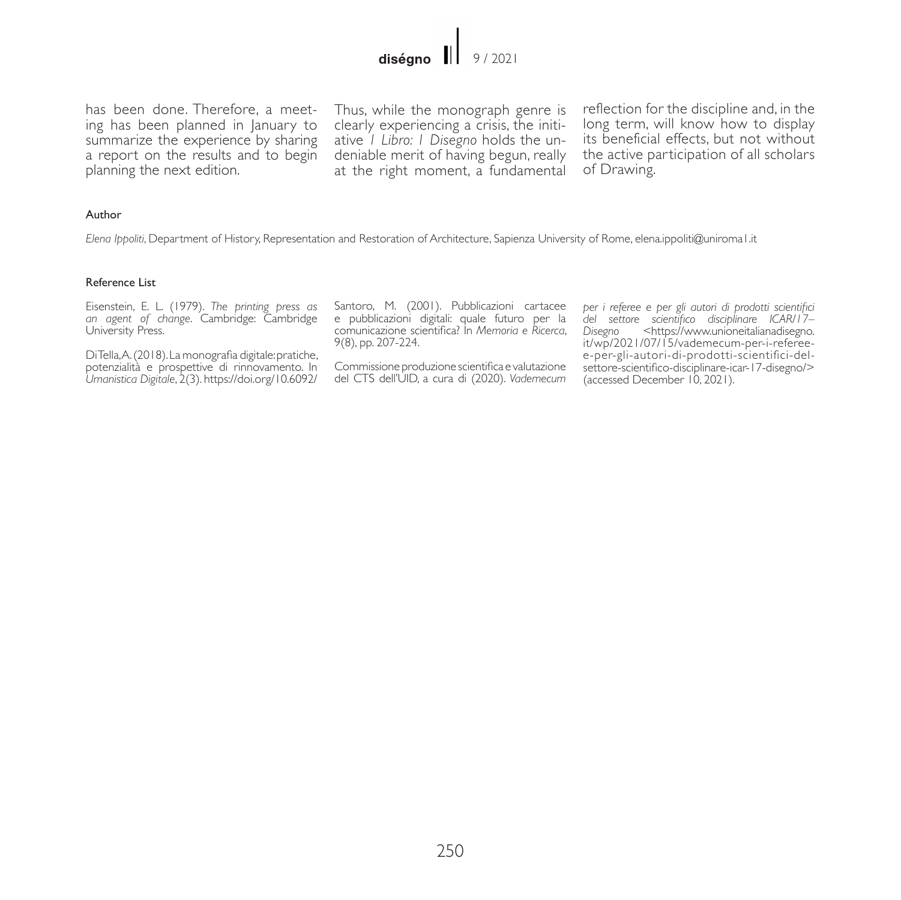has been done. Therefore, a meeting has been planned in January to summarize the experience by sharing a report on the results and to begin planning the next edition.

Thus, while the monograph genre is clearly experiencing a crisis, the initiative *1 Libro: 1 Disegno* holds the undeniable merit of having begun, really at the right moment, a fundamental reflection for the discipline and, in the long term, will know how to display its beneficial effects, but not without the active participation of all scholars of Drawing.

### Author

*Elena Ippoliti*, Department of History, Representation and Restoration of Architecture, Sapienza University of Rome, elena.ippoliti@uniroma1.it

### Reference List

Eisenstein, E. L. (1979). *The printing press as an agent of change*. Cambridge: Cambridge University Press.

Di Tella, A. (2018). La monografia digitale: pratiche, potenzialità e prospettive di rinnovamento. In *Umanistica Digitale*, 2(3). https://doi.org/10.6092/

Santoro, M. (2001). Pubblicazioni cartacee e pubblicazioni digitali: quale futuro per la comunicazione scientifica? In *Memoria e Ricerca*, 9(8), pp. 207-224.

Commissione produzione scientifica e valutazione del CTS dell'UID, a cura di (2020). *Vademecum per i referee e per gli autori di prodotti scientifici del settore scientifico disciplinare ICAR/17– Disegno* <https://www.unioneitalianadisegno.it/wp/2021/07/15/vademecum-per-i-referee-e-per-gli-autori-di-prodotti-scientifici-del-settore-scientifico-disciplinare-icar-17-disegno/> (accessed December 10, 2021).